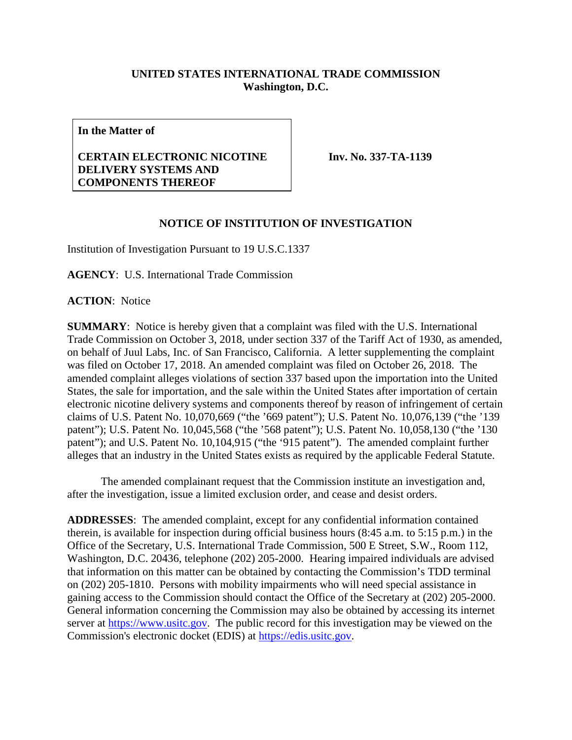**UNITED STATES INTERNATIONAL TRADE COMMISSION**
**Washington, D.C.**

| **In the Matter of**<br><br>**CERTAIN ELECTRONIC NICOTINE DELIVERY SYSTEMS AND COMPONENTS THEREOF** | **Inv. No. 337-TA-1139** |
| --- | --- |

**NOTICE OF INSTITUTION OF INVESTIGATION**

Institution of Investigation Pursuant to 19 U.S.C.1337

**AGENCY**: U.S. International Trade Commission

**ACTION**: Notice

**SUMMARY**: Notice is hereby given that a complaint was filed with the U.S. International Trade Commission on October 3, 2018, under section 337 of the Tariff Act of 1930, as amended, on behalf of Juul Labs, Inc. of San Francisco, California. A letter supplementing the complaint was filed on October 17, 2018. An amended complaint was filed on October 26, 2018. The amended complaint alleges violations of section 337 based upon the importation into the United States, the sale for importation, and the sale within the United States after importation of certain electronic nicotine delivery systems and components thereof by reason of infringement of certain claims of U.S. Patent No. 10,070,669 ("the '669 patent"); U.S. Patent No. 10,076,139 ("the '139 patent"); U.S. Patent No. 10,045,568 ("the '568 patent"); U.S. Patent No. 10,058,130 ("the '130 patent"); and U.S. Patent No. 10,104,915 ("the '915 patent"). The amended complaint further alleges that an industry in the United States exists as required by the applicable Federal Statute.

The amended complainant request that the Commission institute an investigation and, after the investigation, issue a limited exclusion order, and cease and desist orders.

**ADDRESSES**: The amended complaint, except for any confidential information contained therein, is available for inspection during official business hours (8:45 a.m. to 5:15 p.m.) in the Office of the Secretary, U.S. International Trade Commission, 500 E Street, S.W., Room 112, Washington, D.C. 20436, telephone (202) 205-2000. Hearing impaired individuals are advised that information on this matter can be obtained by contacting the Commission's TDD terminal on (202) 205-1810. Persons with mobility impairments who will need special assistance in gaining access to the Commission should contact the Office of the Secretary at (202) 205-2000. General information concerning the Commission may also be obtained by accessing its internet server at https://www.usitc.gov. The public record for this investigation may be viewed on the Commission's electronic docket (EDIS) at https://edis.usitc.gov.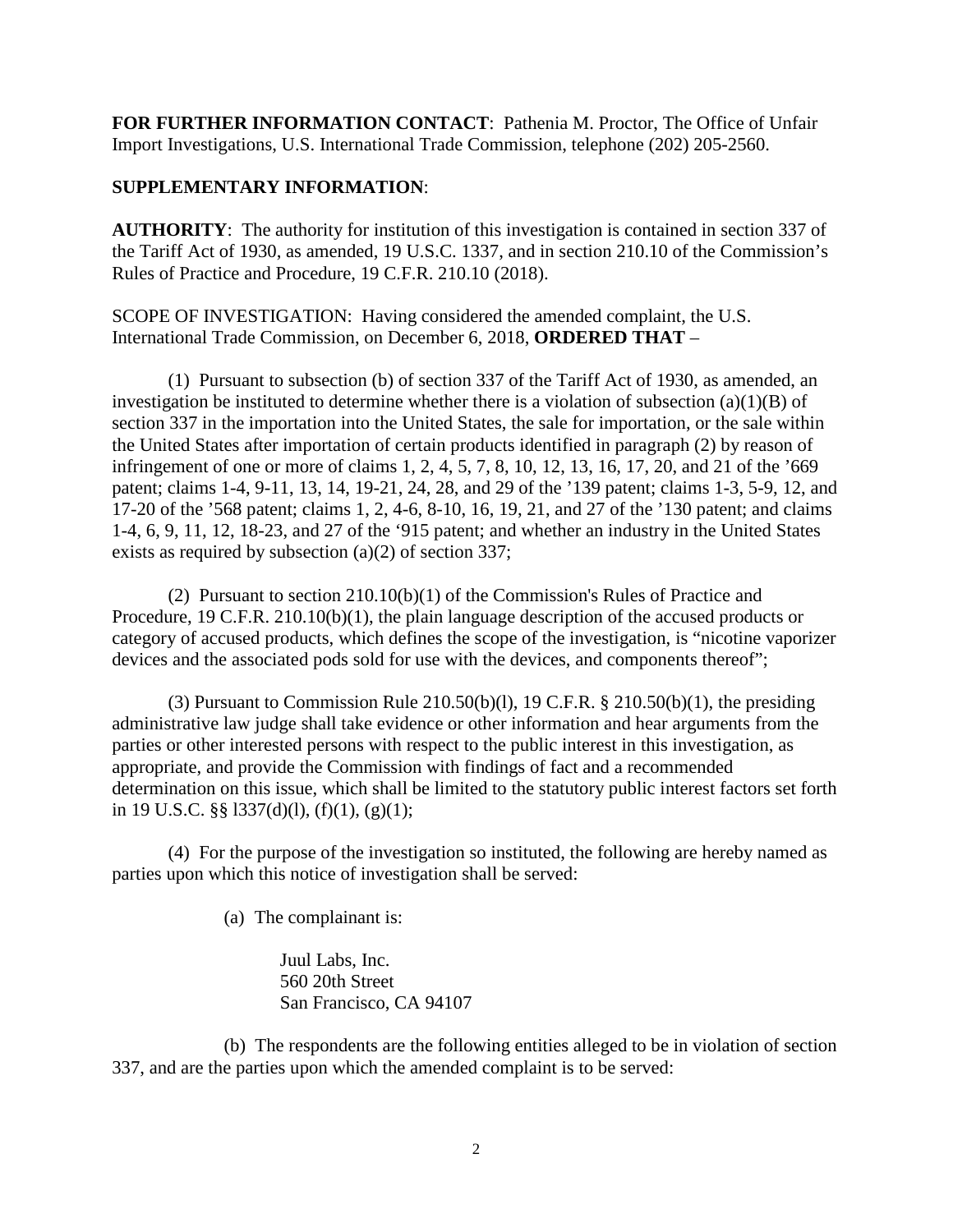**FOR FURTHER INFORMATION CONTACT**: Pathenia M. Proctor, The Office of Unfair Import Investigations, U.S. International Trade Commission, telephone (202) 205-2560.

**SUPPLEMENTARY INFORMATION**:

**AUTHORITY**: The authority for institution of this investigation is contained in section 337 of the Tariff Act of 1930, as amended, 19 U.S.C. 1337, and in section 210.10 of the Commission's Rules of Practice and Procedure, 19 C.F.R. 210.10 (2018).

SCOPE OF INVESTIGATION: Having considered the amended complaint, the U.S. International Trade Commission, on December 6, 2018, **ORDERED THAT** –

(1) Pursuant to subsection (b) of section 337 of the Tariff Act of 1930, as amended, an investigation be instituted to determine whether there is a violation of subsection (a)(1)(B) of section 337 in the importation into the United States, the sale for importation, or the sale within the United States after importation of certain products identified in paragraph (2) by reason of infringement of one or more of claims 1, 2, 4, 5, 7, 8, 10, 12, 13, 16, 17, 20, and 21 of the '669 patent; claims 1-4, 9-11, 13, 14, 19-21, 24, 28, and 29 of the '139 patent; claims 1-3, 5-9, 12, and 17-20 of the '568 patent; claims 1, 2, 4-6, 8-10, 16, 19, 21, and 27 of the '130 patent; and claims 1-4, 6, 9, 11, 12, 18-23, and 27 of the '915 patent; and whether an industry in the United States exists as required by subsection (a)(2) of section 337;

(2) Pursuant to section 210.10(b)(1) of the Commission's Rules of Practice and Procedure, 19 C.F.R. 210.10(b)(1), the plain language description of the accused products or category of accused products, which defines the scope of the investigation, is "nicotine vaporizer devices and the associated pods sold for use with the devices, and components thereof";

(3) Pursuant to Commission Rule 210.50(b)(l), 19 C.F.R. § 210.50(b)(1), the presiding administrative law judge shall take evidence or other information and hear arguments from the parties or other interested persons with respect to the public interest in this investigation, as appropriate, and provide the Commission with findings of fact and a recommended determination on this issue, which shall be limited to the statutory public interest factors set forth in 19 U.S.C. §§ l337(d)(l), (f)(1), (g)(1);

(4) For the purpose of the investigation so instituted, the following are hereby named as parties upon which this notice of investigation shall be served:

(a) The complainant is:

Juul Labs, Inc.
560 20th Street
San Francisco, CA 94107

(b) The respondents are the following entities alleged to be in violation of section 337, and are the parties upon which the amended complaint is to be served: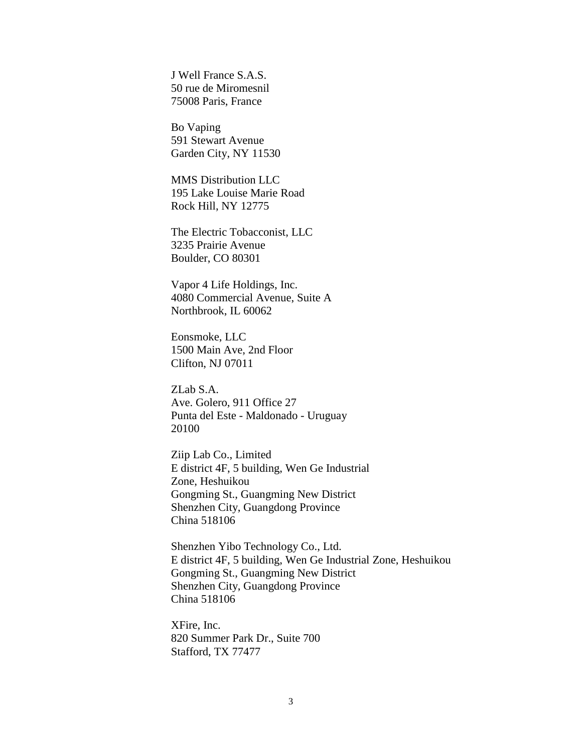J Well France S.A.S.
50 rue de Miromesnil
75008 Paris, France

Bo Vaping
591 Stewart Avenue
Garden City, NY 11530

MMS Distribution LLC
195 Lake Louise Marie Road
Rock Hill, NY 12775

The Electric Tobacconist, LLC
3235 Prairie Avenue
Boulder, CO 80301

Vapor 4 Life Holdings, Inc.
4080 Commercial Avenue, Suite A
Northbrook, IL 60062

Eonsmoke, LLC
1500 Main Ave, 2nd Floor
Clifton, NJ 07011

ZLab S.A.
Ave. Golero, 911 Office 27
Punta del Este - Maldonado - Uruguay
20100

Ziip Lab Co., Limited
E district 4F, 5 building, Wen Ge Industrial
Zone, Heshuikou
Gongming St., Guangming New District
Shenzhen City, Guangdong Province
China 518106

Shenzhen Yibo Technology Co., Ltd.
E district 4F, 5 building, Wen Ge Industrial Zone, Heshuikou
Gongming St., Guangming New District
Shenzhen City, Guangdong Province
China 518106

XFire, Inc.
820 Summer Park Dr., Suite 700
Stafford, TX 77477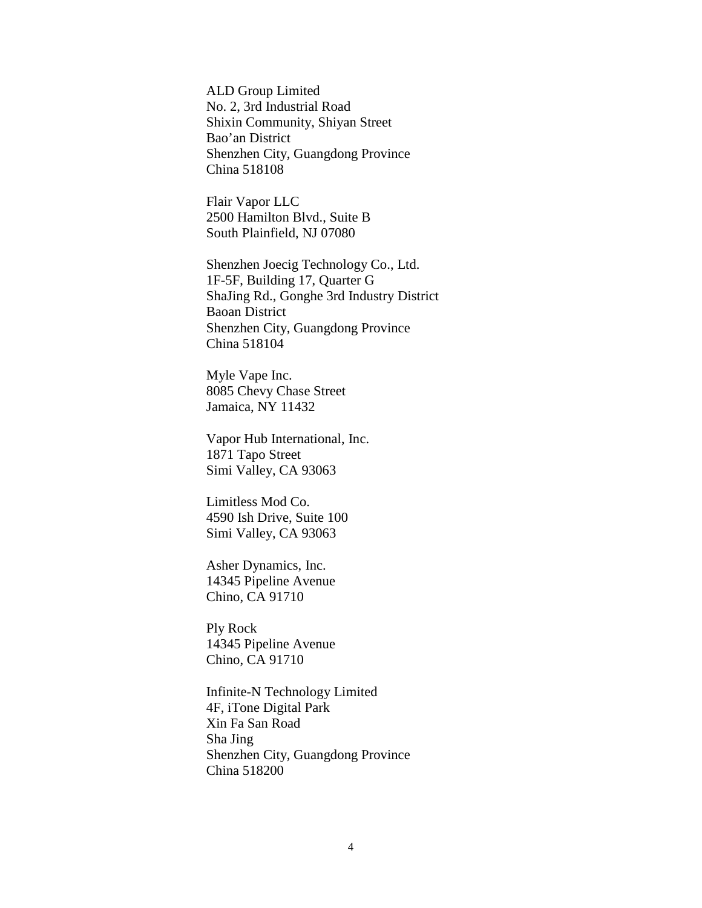ALD Group Limited  
No. 2, 3rd Industrial Road  
Shixin Community, Shiyan Street  
Bao'an District  
Shenzhen City, Guangdong Province  
China 518108

Flair Vapor LLC  
2500 Hamilton Blvd., Suite B  
South Plainfield, NJ 07080

Shenzhen Joecig Technology Co., Ltd.  
1F-5F, Building 17, Quarter G  
ShaJing Rd., Gonghe 3rd Industry District  
Baoan District  
Shenzhen City, Guangdong Province  
China 518104

Myle Vape Inc.  
8085 Chevy Chase Street  
Jamaica, NY 11432

Vapor Hub International, Inc.  
1871 Tapo Street  
Simi Valley, CA 93063

Limitless Mod Co.  
4590 Ish Drive, Suite 100  
Simi Valley, CA 93063

Asher Dynamics, Inc.  
14345 Pipeline Avenue  
Chino, CA 91710

Ply Rock  
14345 Pipeline Avenue  
Chino, CA 91710

Infinite-N Technology Limited  
4F, iTone Digital Park  
Xin Fa San Road  
Sha Jing  
Shenzhen City, Guangdong Province  
China 518200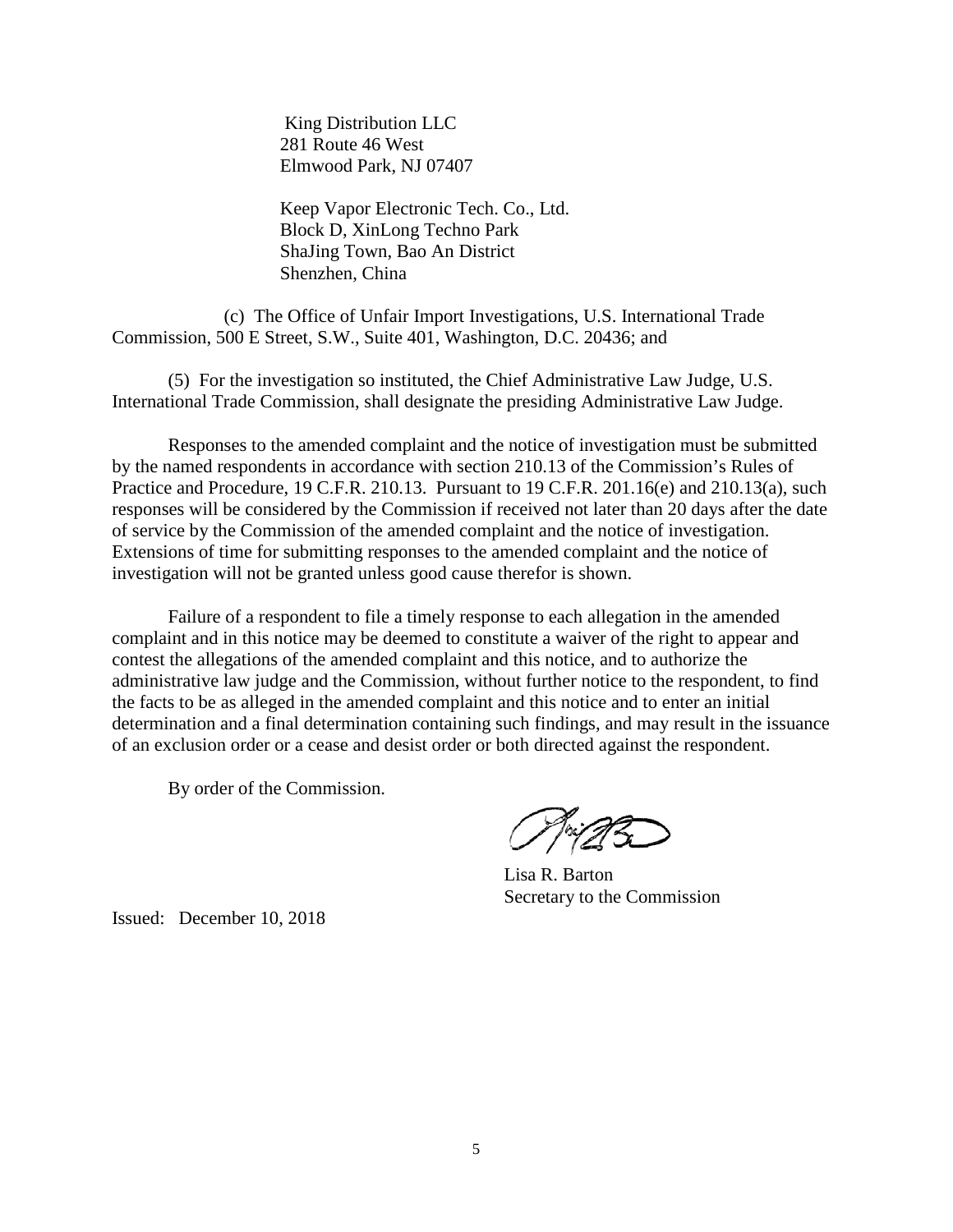King Distribution LLC
281 Route 46 West
Elmwood Park, NJ 07407

Keep Vapor Electronic Tech. Co., Ltd.
Block D, XinLong Techno Park
ShaJing Town, Bao An District
Shenzhen, China

(c) The Office of Unfair Import Investigations, U.S. International Trade Commission, 500 E Street, S.W., Suite 401, Washington, D.C. 20436; and

(5) For the investigation so instituted, the Chief Administrative Law Judge, U.S. International Trade Commission, shall designate the presiding Administrative Law Judge.

Responses to the amended complaint and the notice of investigation must be submitted by the named respondents in accordance with section 210.13 of the Commission's Rules of Practice and Procedure, 19 C.F.R. 210.13. Pursuant to 19 C.F.R. 201.16(e) and 210.13(a), such responses will be considered by the Commission if received not later than 20 days after the date of service by the Commission of the amended complaint and the notice of investigation. Extensions of time for submitting responses to the amended complaint and the notice of investigation will not be granted unless good cause therefor is shown.

Failure of a respondent to file a timely response to each allegation in the amended complaint and in this notice may be deemed to constitute a waiver of the right to appear and contest the allegations of the amended complaint and this notice, and to authorize the administrative law judge and the Commission, without further notice to the respondent, to find the facts to be as alleged in the amended complaint and this notice and to enter an initial determination and a final determination containing such findings, and may result in the issuance of an exclusion order or a cease and desist order or both directed against the respondent.

By order of the Commission.

Lisa R. Barton
Secretary to the Commission

Issued: December 10, 2018